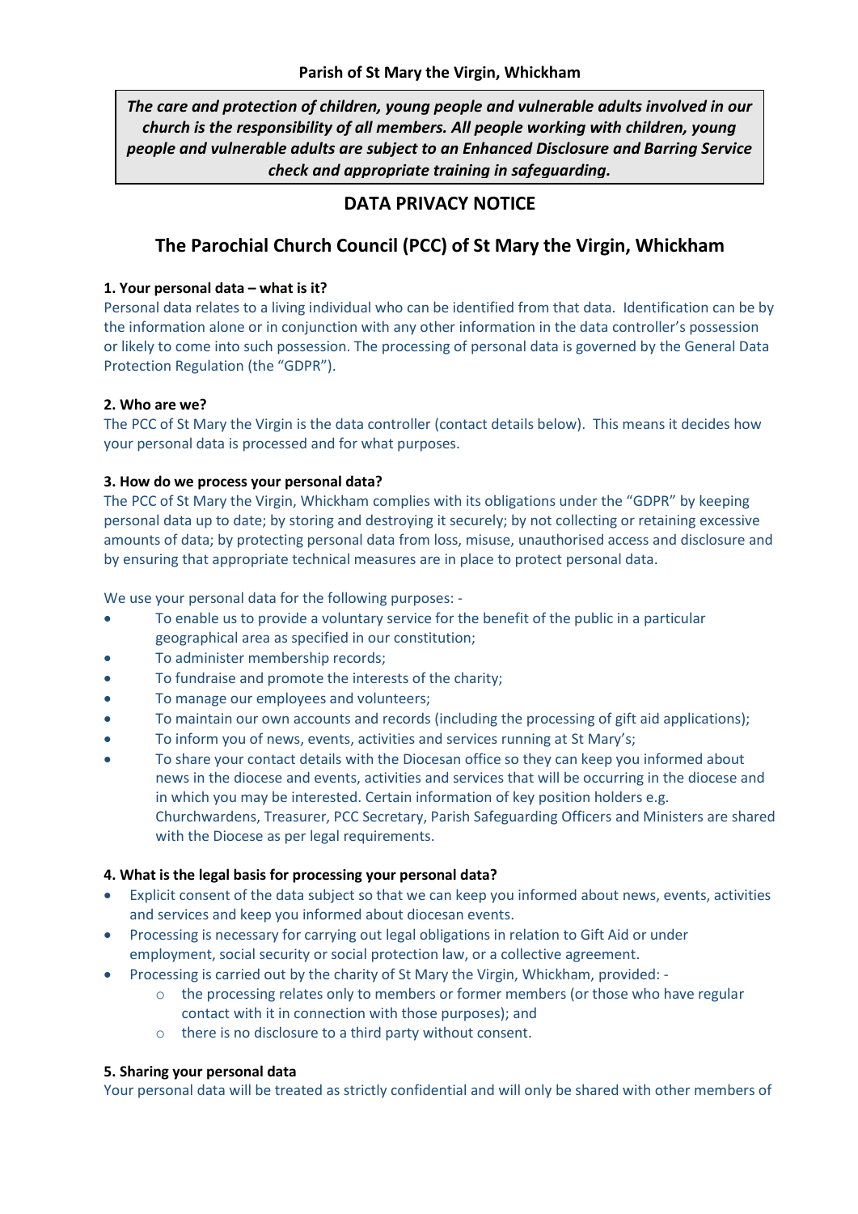**Parish of St Mary the Virgin, Whickham**

> ***The care and protection of children, young people and vulnerable adults involved in our church is the responsibility of all members. All people working with children, young people and vulnerable adults are subject to an Enhanced Disclosure and Barring Service check and appropriate training in safeguarding.***

## DATA PRIVACY NOTICE

## The Parochial Church Council (PCC) of St Mary the Virgin, Whickham

**1. Your personal data – what is it?**

Personal data relates to a living individual who can be identified from that data. Identification can be by the information alone or in conjunction with any other information in the data controller's possession or likely to come into such possession. The processing of personal data is governed by the General Data Protection Regulation (the "GDPR").

**2. Who are we?**

The PCC of St Mary the Virgin is the data controller (contact details below). This means it decides how your personal data is processed and for what purposes.

**3. How do we process your personal data?**

The PCC of St Mary the Virgin, Whickham complies with its obligations under the "GDPR" by keeping personal data up to date; by storing and destroying it securely; by not collecting or retaining excessive amounts of data; by protecting personal data from loss, misuse, unauthorised access and disclosure and by ensuring that appropriate technical measures are in place to protect personal data.

We use your personal data for the following purposes: -

- To enable us to provide a voluntary service for the benefit of the public in a particular geographical area as specified in our constitution;
- To administer membership records;
- To fundraise and promote the interests of the charity;
- To manage our employees and volunteers;
- To maintain our own accounts and records (including the processing of gift aid applications);
- To inform you of news, events, activities and services running at St Mary's;
- To share your contact details with the Diocesan office so they can keep you informed about news in the diocese and events, activities and services that will be occurring in the diocese and in which you may be interested. Certain information of key position holders e.g. Churchwardens, Treasurer, PCC Secretary, Parish Safeguarding Officers and Ministers are shared with the Diocese as per legal requirements.

**4. What is the legal basis for processing your personal data?**

- Explicit consent of the data subject so that we can keep you informed about news, events, activities and services and keep you informed about diocesan events.
- Processing is necessary for carrying out legal obligations in relation to Gift Aid or under employment, social security or social protection law, or a collective agreement.
- Processing is carried out by the charity of St Mary the Virgin, Whickham, provided: -
  - the processing relates only to members or former members (or those who have regular contact with it in connection with those purposes); and
  - there is no disclosure to a third party without consent.

**5. Sharing your personal data**

Your personal data will be treated as strictly confidential and will only be shared with other members of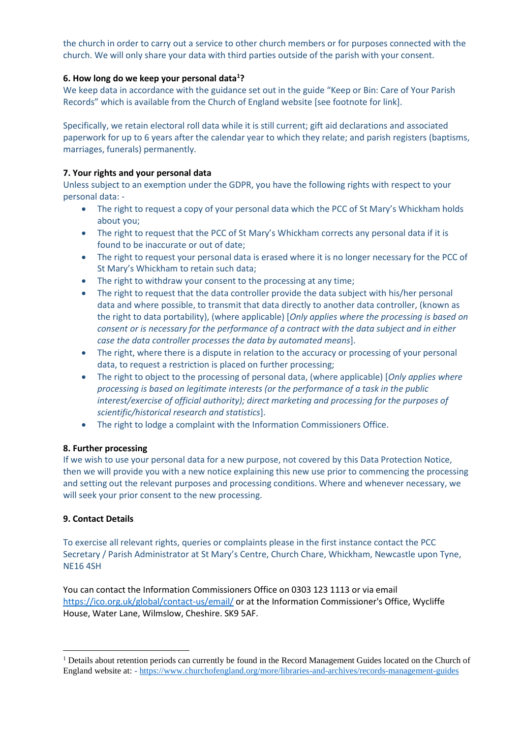the church in order to carry out a service to other church members or for purposes connected with the church. We will only share your data with third parties outside of the parish with your consent.

**6. How long do we keep your personal data[1]?**

We keep data in accordance with the guidance set out in the guide "Keep or Bin: Care of Your Parish Records" which is available from the Church of England website [see footnote for link].

Specifically, we retain electoral roll data while it is still current; gift aid declarations and associated paperwork for up to 6 years after the calendar year to which they relate; and parish registers (baptisms, marriages, funerals) permanently.

**7. Your rights and your personal data**

Unless subject to an exemption under the GDPR, you have the following rights with respect to your personal data: -

- The right to request a copy of your personal data which the PCC of St Mary's Whickham holds about you;
- The right to request that the PCC of St Mary's Whickham corrects any personal data if it is found to be inaccurate or out of date;
- The right to request your personal data is erased where it is no longer necessary for the PCC of St Mary's Whickham to retain such data;
- The right to withdraw your consent to the processing at any time;
- The right to request that the data controller provide the data subject with his/her personal data and where possible, to transmit that data directly to another data controller, (known as the right to data portability), (where applicable) [*Only applies where the processing is based on consent or is necessary for the performance of a contract with the data subject and in either case the data controller processes the data by automated means*].
- The right, where there is a dispute in relation to the accuracy or processing of your personal data, to request a restriction is placed on further processing;
- The right to object to the processing of personal data, (where applicable) [*Only applies where processing is based on legitimate interests (or the performance of a task in the public interest/exercise of official authority); direct marketing and processing for the purposes of scientific/historical research and statistics*].
- The right to lodge a complaint with the Information Commissioners Office.

**8. Further processing**

If we wish to use your personal data for a new purpose, not covered by this Data Protection Notice, then we will provide you with a new notice explaining this new use prior to commencing the processing and setting out the relevant purposes and processing conditions. Where and whenever necessary, we will seek your prior consent to the new processing.

**9. Contact Details**

To exercise all relevant rights, queries or complaints please in the first instance contact the PCC Secretary / Parish Administrator at St Mary's Centre, Church Chare, Whickham, Newcastle upon Tyne, NE16 4SH

You can contact the Information Commissioners Office on 0303 123 1113 or via email https://ico.org.uk/global/contact-us/email/ or at the Information Commissioner's Office, Wycliffe House, Water Lane, Wilmslow, Cheshire. SK9 5AF.

---

[1] Details about retention periods can currently be found in the Record Management Guides located on the Church of England website at: - https://www.churchofengland.org/more/libraries-and-archives/records-management-guides